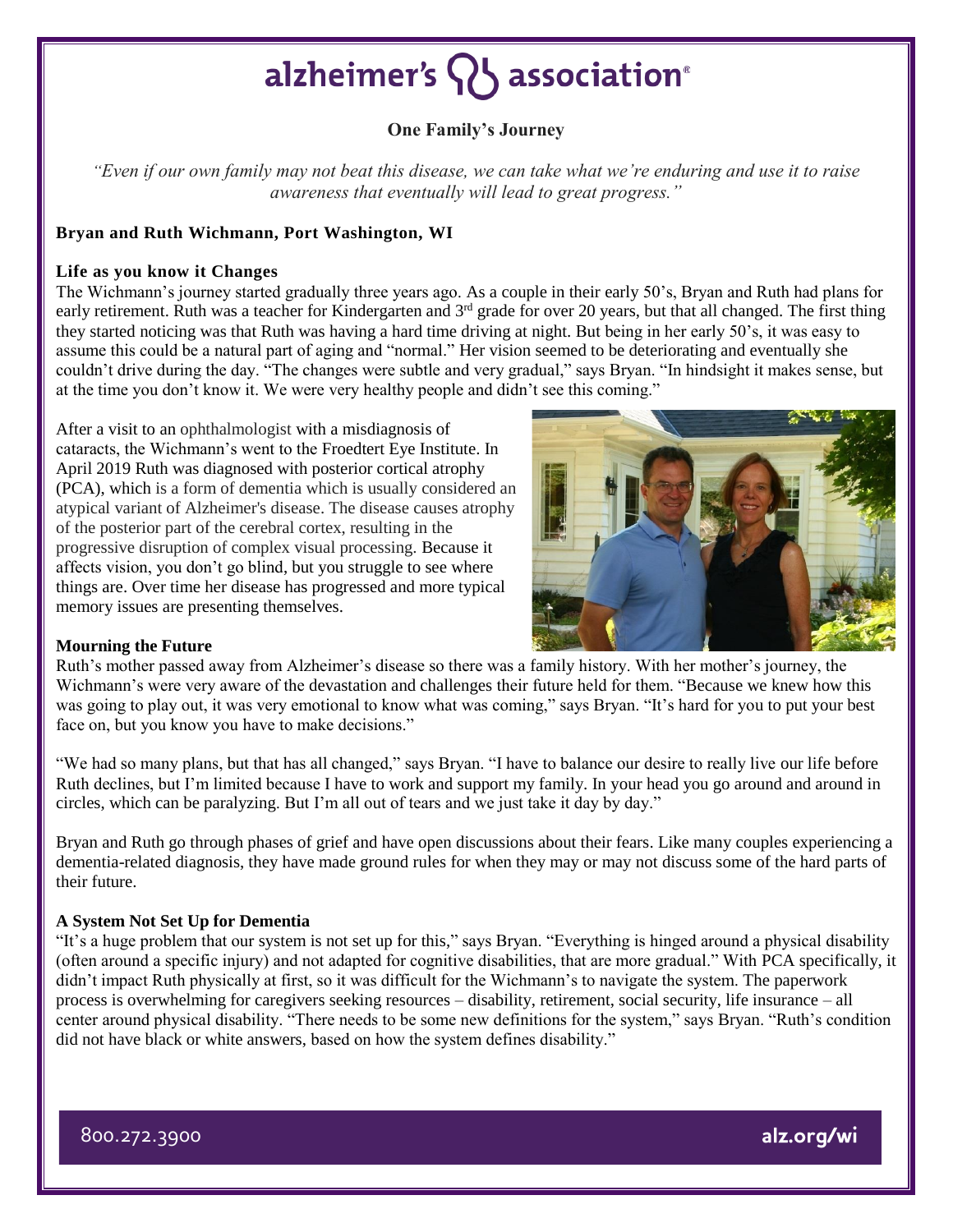# alzheimer's association®

**One Family's Journey**

*"Even if our own family may not beat this disease, we can take what we're enduring and use it to raise awareness that eventually will lead to great progress."*

**Bryan and Ruth Wichmann, Port Washington, WI**

### Life as you know it Changes

The Wichmann's journey started gradually three years ago. As a couple in their early 50's, Bryan and Ruth had plans for early retirement. Ruth was a teacher for Kindergarten and 3rd grade for over 20 years, but that all changed. The first thing they started noticing was that Ruth was having a hard time driving at night. But being in her early 50's, it was easy to assume this could be a natural part of aging and "normal." Her vision seemed to be deteriorating and eventually she couldn't drive during the day. "The changes were subtle and very gradual," says Bryan. "In hindsight it makes sense, but at the time you don't know it. We were very healthy people and didn't see this coming."

After a visit to an ophthalmologist with a misdiagnosis of cataracts, the Wichmann's went to the Froedtert Eye Institute. In April 2019 Ruth was diagnosed with posterior cortical atrophy (PCA), which is a form of dementia which is usually considered an atypical variant of Alzheimer's disease. The disease causes atrophy of the posterior part of the cerebral cortex, resulting in the progressive disruption of complex visual processing. Because it affects vision, you don't go blind, but you struggle to see where things are. Over time her disease has progressed and more typical memory issues are presenting themselves.

### Mourning the Future

Ruth's mother passed away from Alzheimer's disease so there was a family history. With her mother's journey, the Wichmann's were very aware of the devastation and challenges their future held for them. "Because we knew how this was going to play out, it was very emotional to know what was coming," says Bryan. "It's hard for you to put your best face on, but you know you have to make decisions."

"We had so many plans, but that has all changed," says Bryan. "I have to balance our desire to really live our life before Ruth declines, but I'm limited because I have to work and support my family. In your head you go around and around in circles, which can be paralyzing. But I'm all out of tears and we just take it day by day."

Bryan and Ruth go through phases of grief and have open discussions about their fears. Like many couples experiencing a dementia-related diagnosis, they have made ground rules for when they may or may not discuss some of the hard parts of their future.

### A System Not Set Up for Dementia

"It's a huge problem that our system is not set up for this," says Bryan. "Everything is hinged around a physical disability (often around a specific injury) and not adapted for cognitive disabilities, that are more gradual." With PCA specifically, it didn't impact Ruth physically at first, so it was difficult for the Wichmann's to navigate the system. The paperwork process is overwhelming for caregivers seeking resources – disability, retirement, social security, life insurance – all center around physical disability. "There needs to be some new definitions for the system," says Bryan. "Ruth's condition did not have black or white answers, based on how the system defines disability."

800.272.3900 alz.org/wi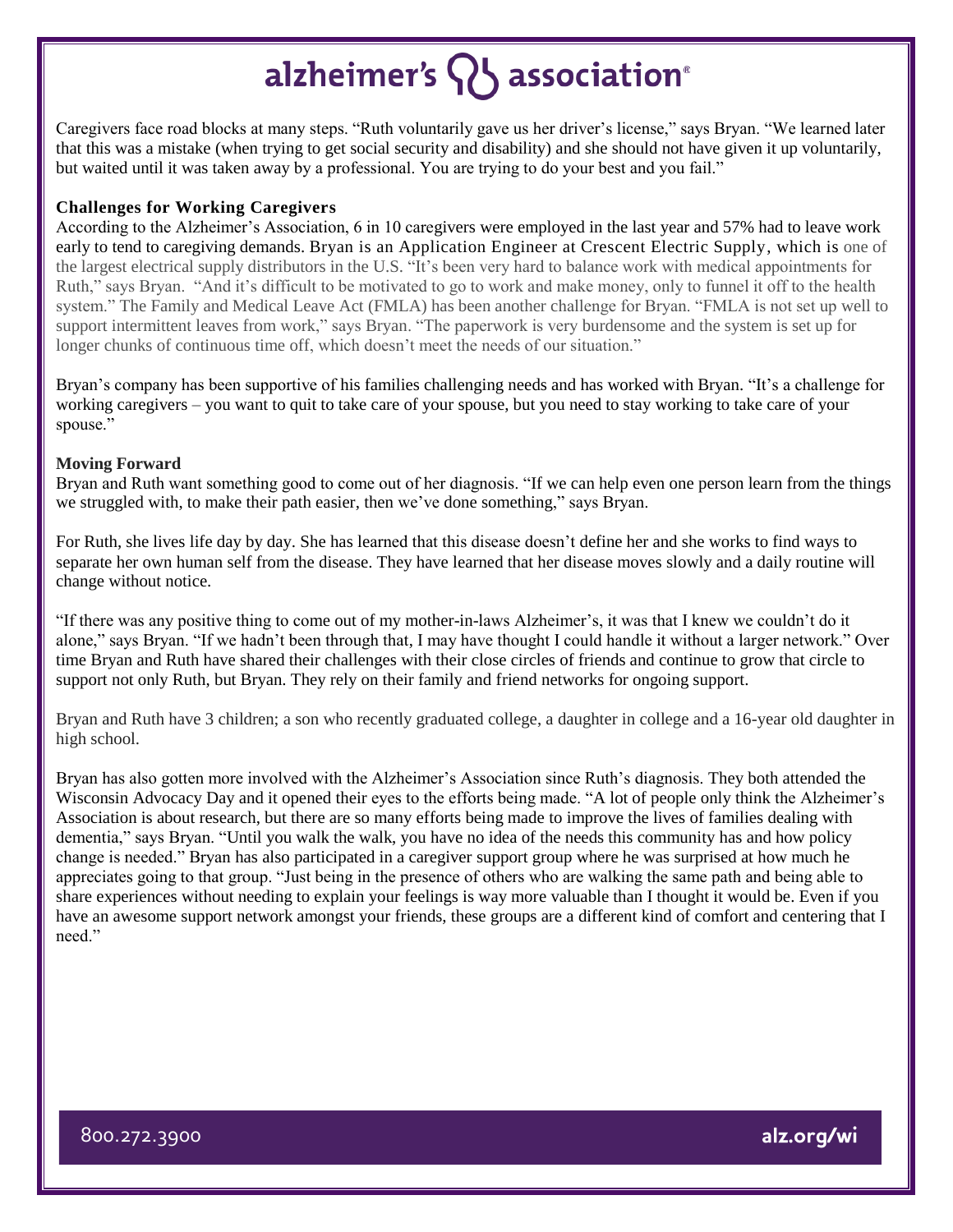Caregivers face road blocks at many steps. "Ruth voluntarily gave us her driver's license," says Bryan. "We learned later that this was a mistake (when trying to get social security and disability) and she should not have given it up voluntarily, but waited until it was taken away by a professional. You are trying to do your best and you fail."

**Challenges for Working Caregivers**

According to the Alzheimer's Association, 6 in 10 caregivers were employed in the last year and 57% had to leave work early to tend to caregiving demands. Bryan is an Application Engineer at Crescent Electric Supply, which is one of the largest electrical supply distributors in the U.S. "It's been very hard to balance work with medical appointments for Ruth," says Bryan. "And it's difficult to be motivated to go to work and make money, only to funnel it off to the health system." The Family and Medical Leave Act (FMLA) has been another challenge for Bryan. "FMLA is not set up well to support intermittent leaves from work," says Bryan. "The paperwork is very burdensome and the system is set up for longer chunks of continuous time off, which doesn't meet the needs of our situation."

Bryan's company has been supportive of his families challenging needs and has worked with Bryan. "It's a challenge for working caregivers – you want to quit to take care of your spouse, but you need to stay working to take care of your spouse."

**Moving Forward**

Bryan and Ruth want something good to come out of her diagnosis. "If we can help even one person learn from the things we struggled with, to make their path easier, then we've done something," says Bryan.

For Ruth, she lives life day by day. She has learned that this disease doesn't define her and she works to find ways to separate her own human self from the disease. They have learned that her disease moves slowly and a daily routine will change without notice.

"If there was any positive thing to come out of my mother-in-laws Alzheimer's, it was that I knew we couldn't do it alone," says Bryan. "If we hadn't been through that, I may have thought I could handle it without a larger network." Over time Bryan and Ruth have shared their challenges with their close circles of friends and continue to grow that circle to support not only Ruth, but Bryan. They rely on their family and friend networks for ongoing support.

Bryan and Ruth have 3 children; a son who recently graduated college, a daughter in college and a 16-year old daughter in high school.

Bryan has also gotten more involved with the Alzheimer's Association since Ruth's diagnosis. They both attended the Wisconsin Advocacy Day and it opened their eyes to the efforts being made. "A lot of people only think the Alzheimer's Association is about research, but there are so many efforts being made to improve the lives of families dealing with dementia," says Bryan. "Until you walk the walk, you have no idea of the needs this community has and how policy change is needed." Bryan has also participated in a caregiver support group where he was surprised at how much he appreciates going to that group. "Just being in the presence of others who are walking the same path and being able to share experiences without needing to explain your feelings is way more valuable than I thought it would be. Even if you have an awesome support network amongst your friends, these groups are a different kind of comfort and centering that I need."